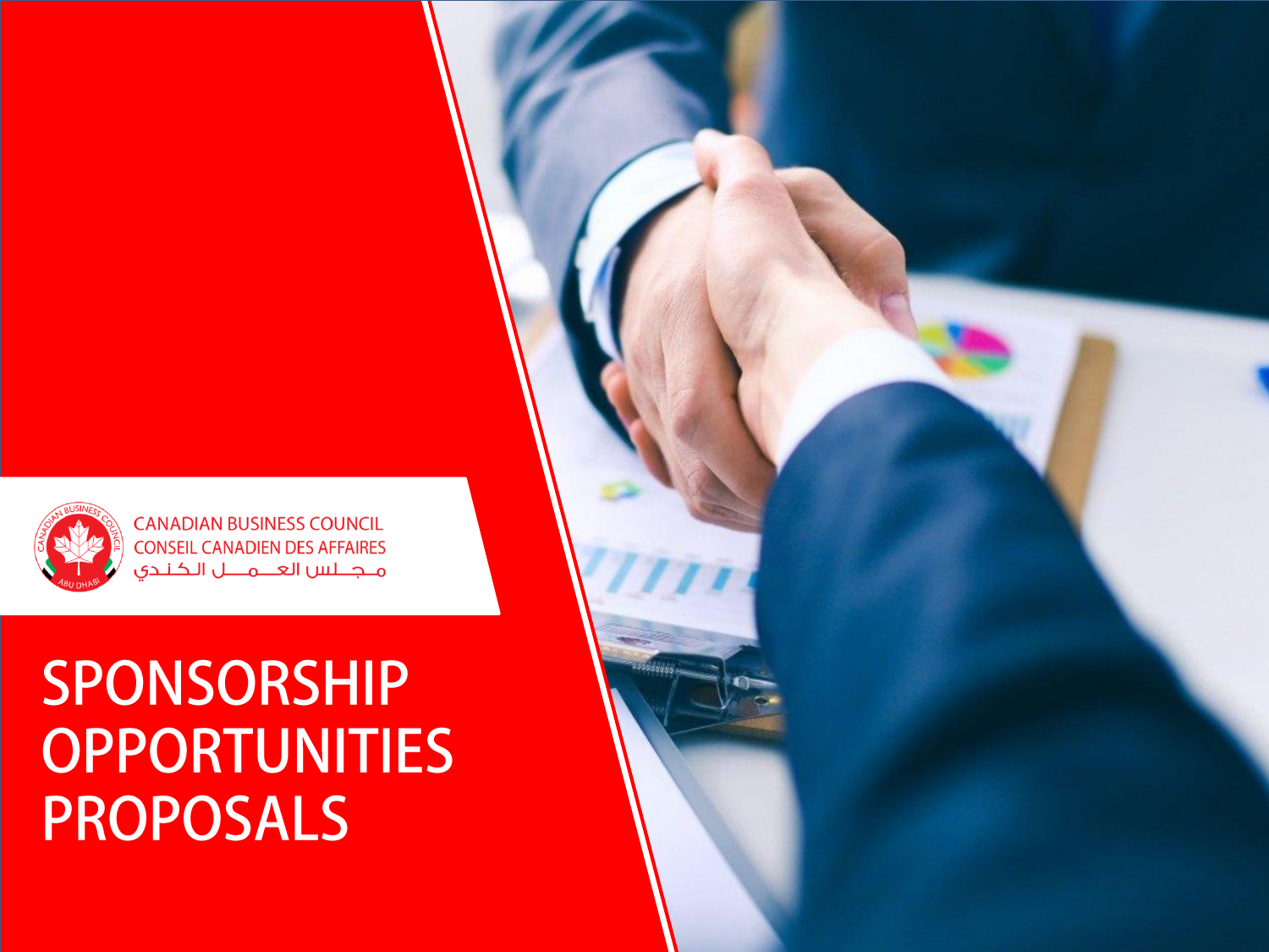CANADIAN BUSINESS COUNCIL
CONSEIL CANADIEN DES AFFAIRES
مـجـلـس العـمـل الـكـنـدي

# SPONSORSHIP OPPORTUNITIES PROPOSALS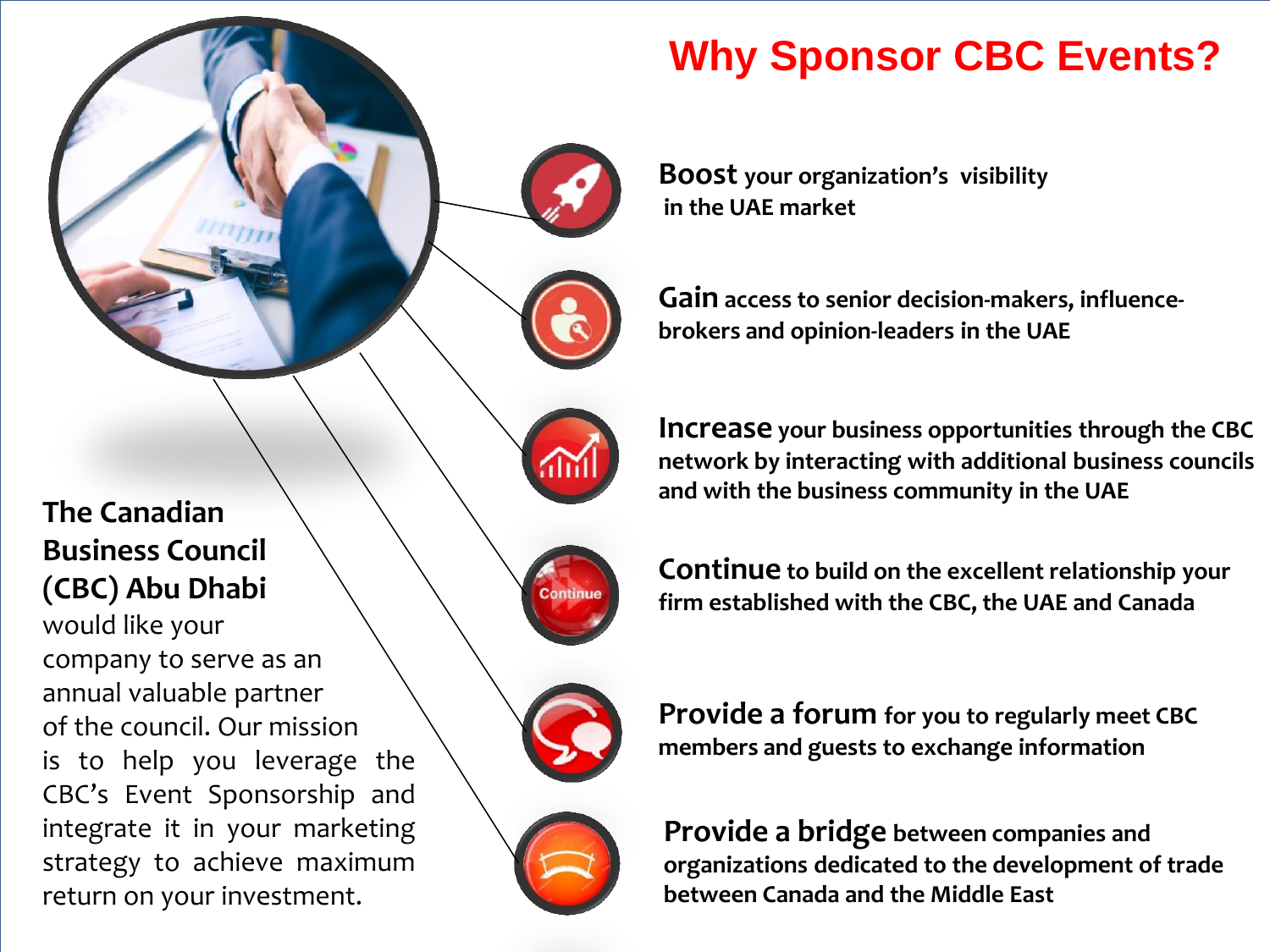# Why Sponsor CBC Events?

**The Canadian Business Council (CBC) Abu Dhabi** would like your company to serve as an annual valuable partner of the council. Our mission is to help you leverage the CBC's Event Sponsorship and integrate it in your marketing strategy to achieve maximum return on your investment.

**Boost** your organization's visibility in the UAE market

**Gain** access to senior decision-makers, influence-brokers and opinion-leaders in the UAE

**Increase** your business opportunities through the CBC network by interacting with additional business councils and with the business community in the UAE

**Continue** to build on the excellent relationship your firm established with the CBC, the UAE and Canada

**Provide a forum** for you to regularly meet CBC members and guests to exchange information

**Provide a bridge** between companies and organizations dedicated to the development of trade between Canada and the Middle East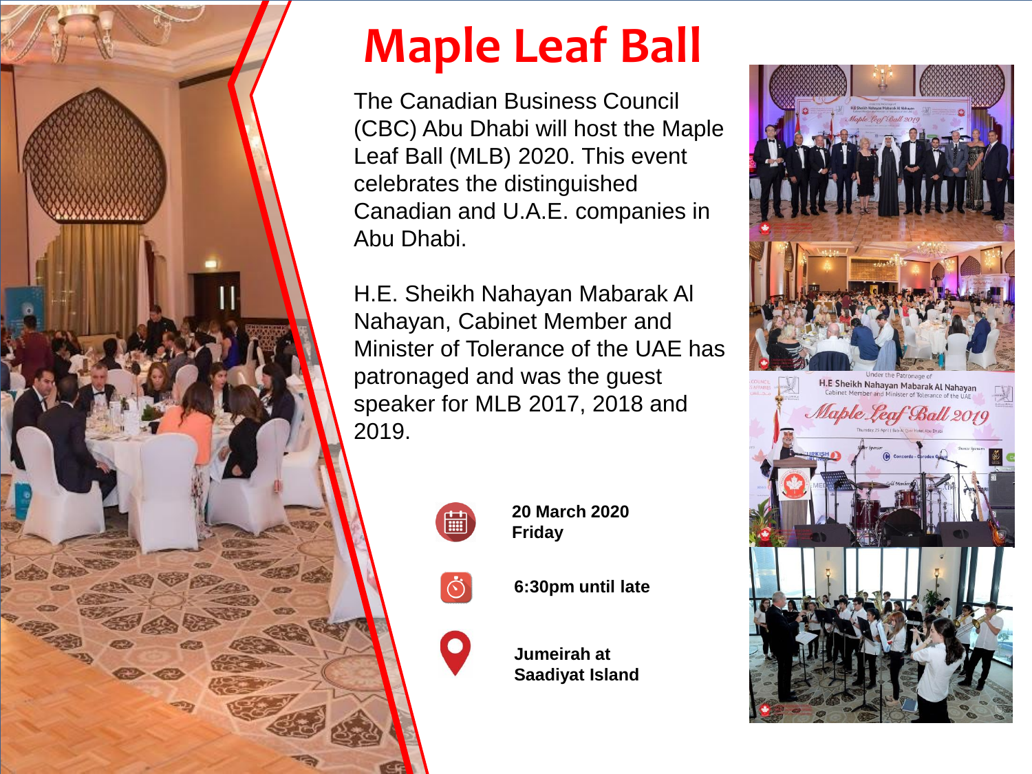# Maple Leaf Ball

The Canadian Business Council (CBC) Abu Dhabi will host the Maple Leaf Ball (MLB) 2020. This event celebrates the distinguished Canadian and U.A.E. companies in Abu Dhabi.

H.E. Sheikh Nahayan Mabarak Al Nahayan, Cabinet Member and Minister of Tolerance of the UAE has patronaged and was the guest speaker for MLB 2017, 2018 and 2019.

**20 March 2020**
**Friday**

**6:30pm until late**

**Jumeirah at Saadiyat Island**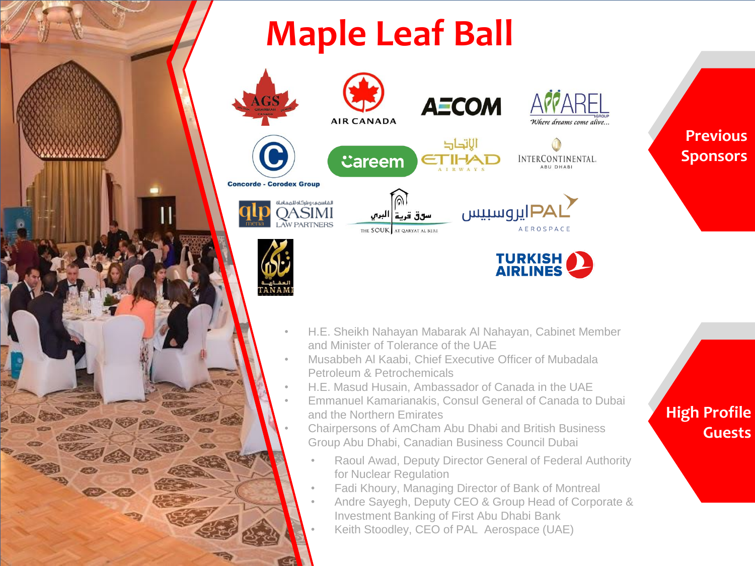# Maple Leaf Ball

## Previous Sponsors

AGS · Air Canada · AECOM · Apparel Group · Concorde - Corodex Group · Careem · Etihad Airways · InterContinental Abu Dhabi · QASIMI Law Partners · The Souk at Qaryat Al Beri · PAL Aerospace · Tanami · Turkish Airlines

## High Profile Guests

- H.E. Sheikh Nahayan Mabarak Al Nahayan, Cabinet Member and Minister of Tolerance of the UAE
- Musabbeh Al Kaabi, Chief Executive Officer of Mubadala Petroleum & Petrochemicals
- H.E. Masud Husain, Ambassador of Canada in the UAE
- Emmanuel Kamarianakis, Consul General of Canada to Dubai and the Northern Emirates
- Chairpersons of AmCham Abu Dhabi and British Business Group Abu Dhabi, Canadian Business Council Dubai
- Raoul Awad, Deputy Director General of Federal Authority for Nuclear Regulation
- Fadi Khoury, Managing Director of Bank of Montreal
- Andre Sayegh, Deputy CEO & Group Head of Corporate & Investment Banking of First Abu Dhabi Bank
- Keith Stoodley, CEO of PAL Aerospace (UAE)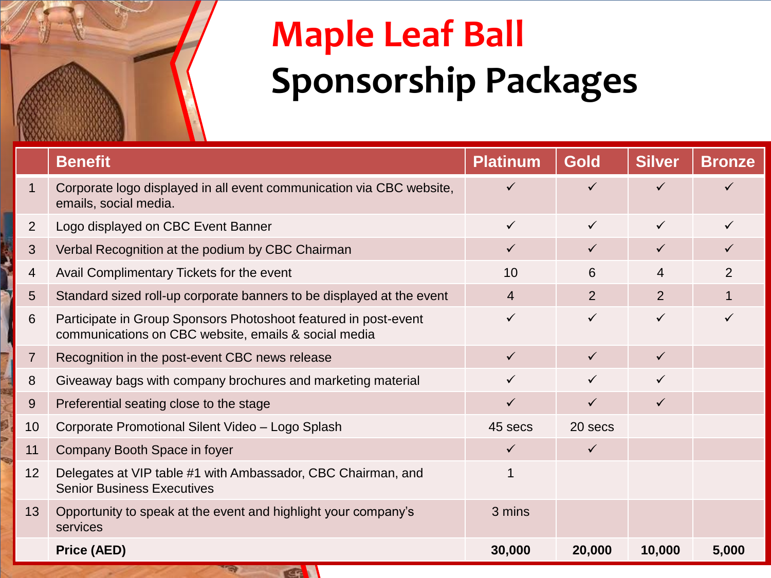# Maple Leaf Ball
## Sponsorship Packages

| | Benefit | Platinum | Gold | Silver | Bronze |
|---|---|---|---|---|---|
| 1 | Corporate logo displayed in all event communication via CBC website, emails, social media. | ✓ | ✓ | ✓ | ✓ |
| 2 | Logo displayed on CBC Event Banner | ✓ | ✓ | ✓ | ✓ |
| 3 | Verbal Recognition at the podium by CBC Chairman | ✓ | ✓ | ✓ | ✓ |
| 4 | Avail Complimentary Tickets for the event | 10 | 6 | 4 | 2 |
| 5 | Standard sized roll-up corporate banners to be displayed at the event | 4 | 2 | 2 | 1 |
| 6 | Participate in Group Sponsors Photoshoot featured in post-event communications on CBC website, emails & social media | ✓ | ✓ | ✓ | ✓ |
| 7 | Recognition in the post-event CBC news release | ✓ | ✓ | ✓ | |
| 8 | Giveaway bags with company brochures and marketing material | ✓ | ✓ | ✓ | |
| 9 | Preferential seating close to the stage | ✓ | ✓ | ✓ | |
| 10 | Corporate Promotional Silent Video – Logo Splash | 45 secs | 20 secs | | |
| 11 | Company Booth Space in foyer | ✓ | ✓ | | |
| 12 | Delegates at VIP table #1 with Ambassador, CBC Chairman, and Senior Business Executives | 1 | | | |
| 13 | Opportunity to speak at the event and highlight your company's services | 3 mins | | | |
| | **Price (AED)** | **30,000** | **20,000** | **10,000** | **5,000** |